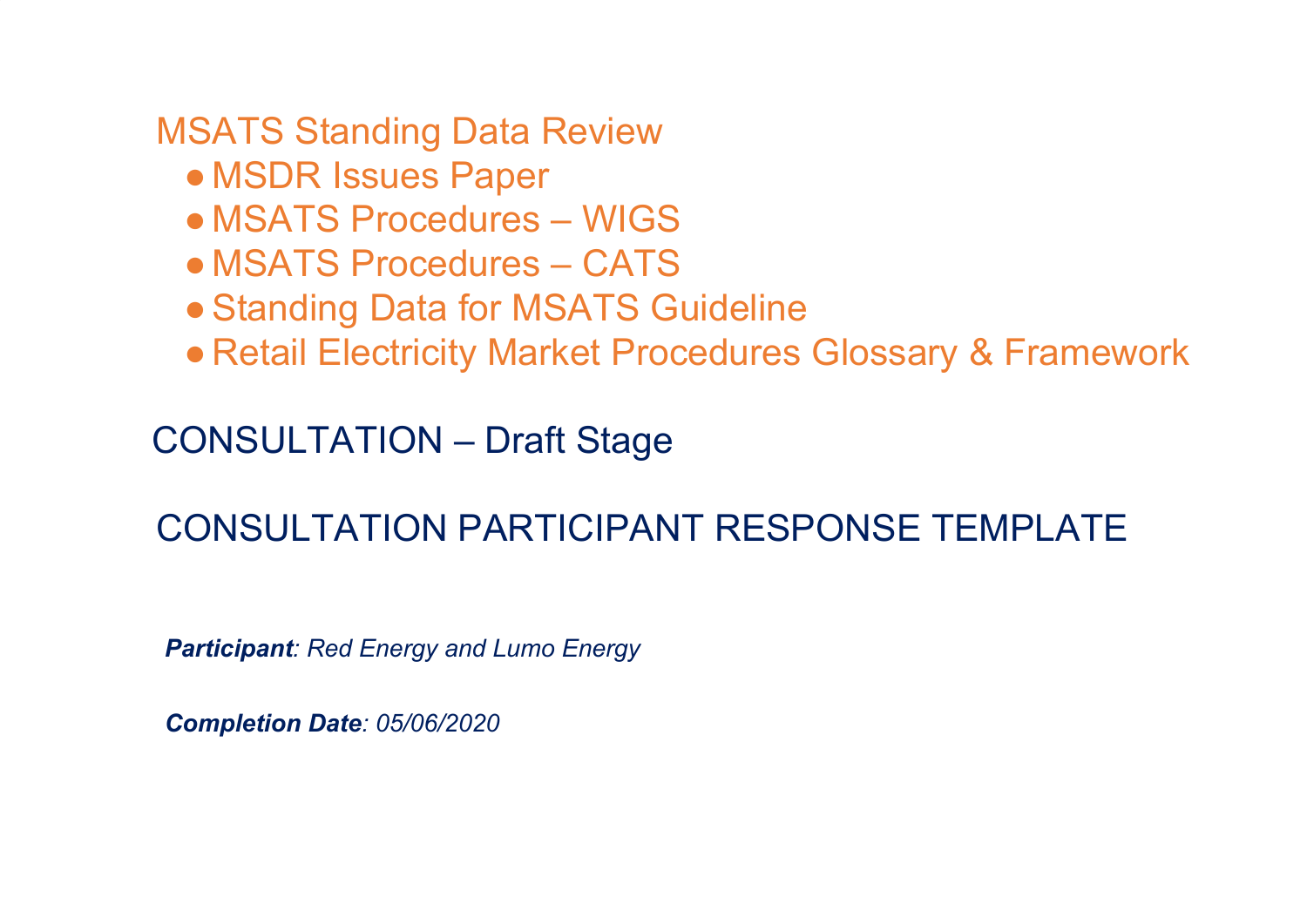# MSATS Standing Data Review

- MSDR Issues Paper
- MSATS Procedures – WIGS
- MSATS Procedures – CATS
- Standing Data for MSATS Guideline
- Retail Electricity Market Procedures Glossary & Framework

## CONSULTATION – Draft Stage

## CONSULTATION PARTICIPANT RESPONSE TEMPLATE

***Participant**: Red Energy and Lumo Energy*

***Completion Date**: 05/06/2020*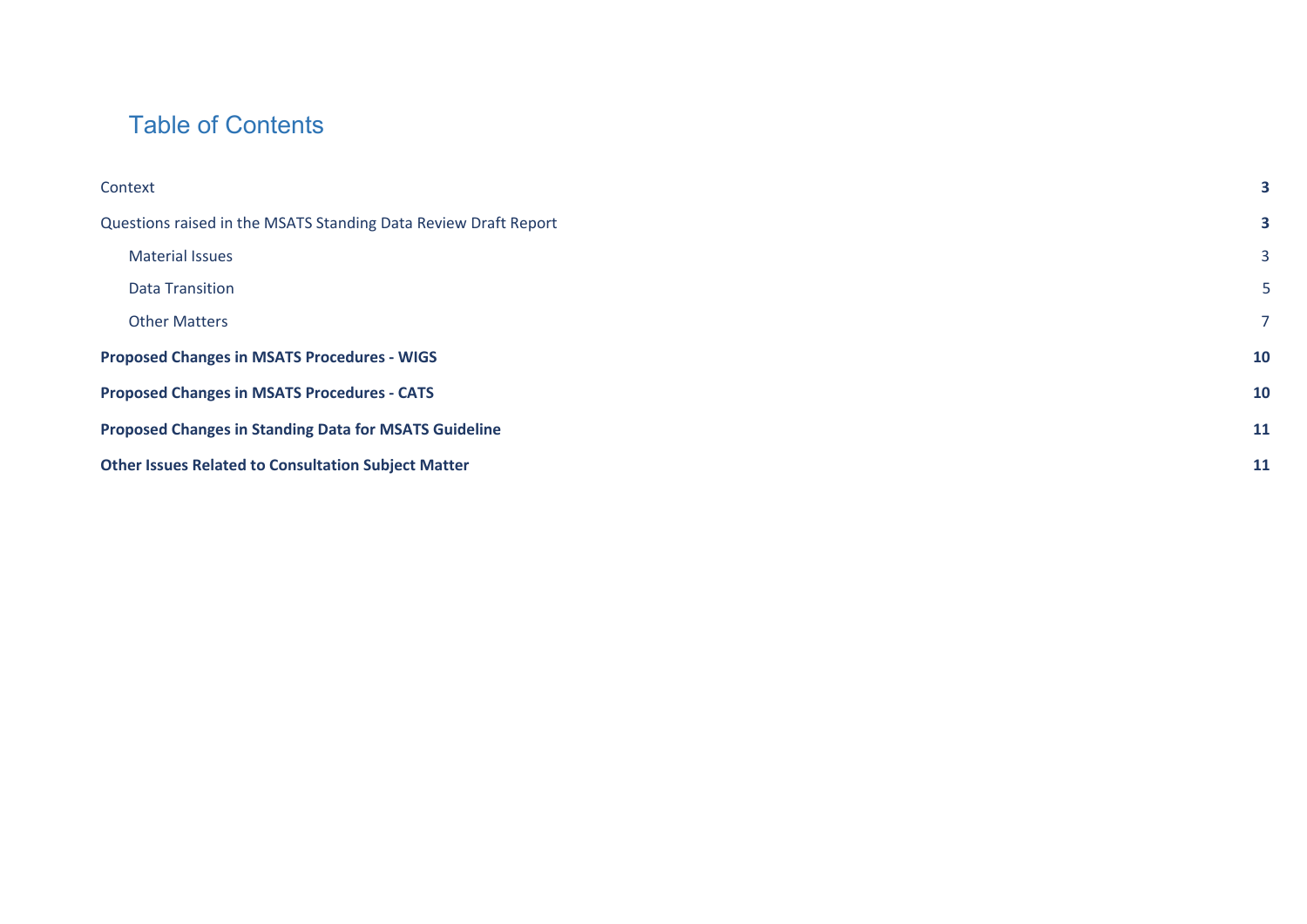# Table of Contents

| | |
|---|---|
| Context | **3** |
| Questions raised in the MSATS Standing Data Review Draft Report | **3** |
| &nbsp;&nbsp;&nbsp;&nbsp;Material Issues | 3 |
| &nbsp;&nbsp;&nbsp;&nbsp;Data Transition | 5 |
| &nbsp;&nbsp;&nbsp;&nbsp;Other Matters | 7 |
| **Proposed Changes in MSATS Procedures - WIGS** | **10** |
| **Proposed Changes in MSATS Procedures - CATS** | **10** |
| **Proposed Changes in Standing Data for MSATS Guideline** | **11** |
| **Other Issues Related to Consultation Subject Matter** | **11** |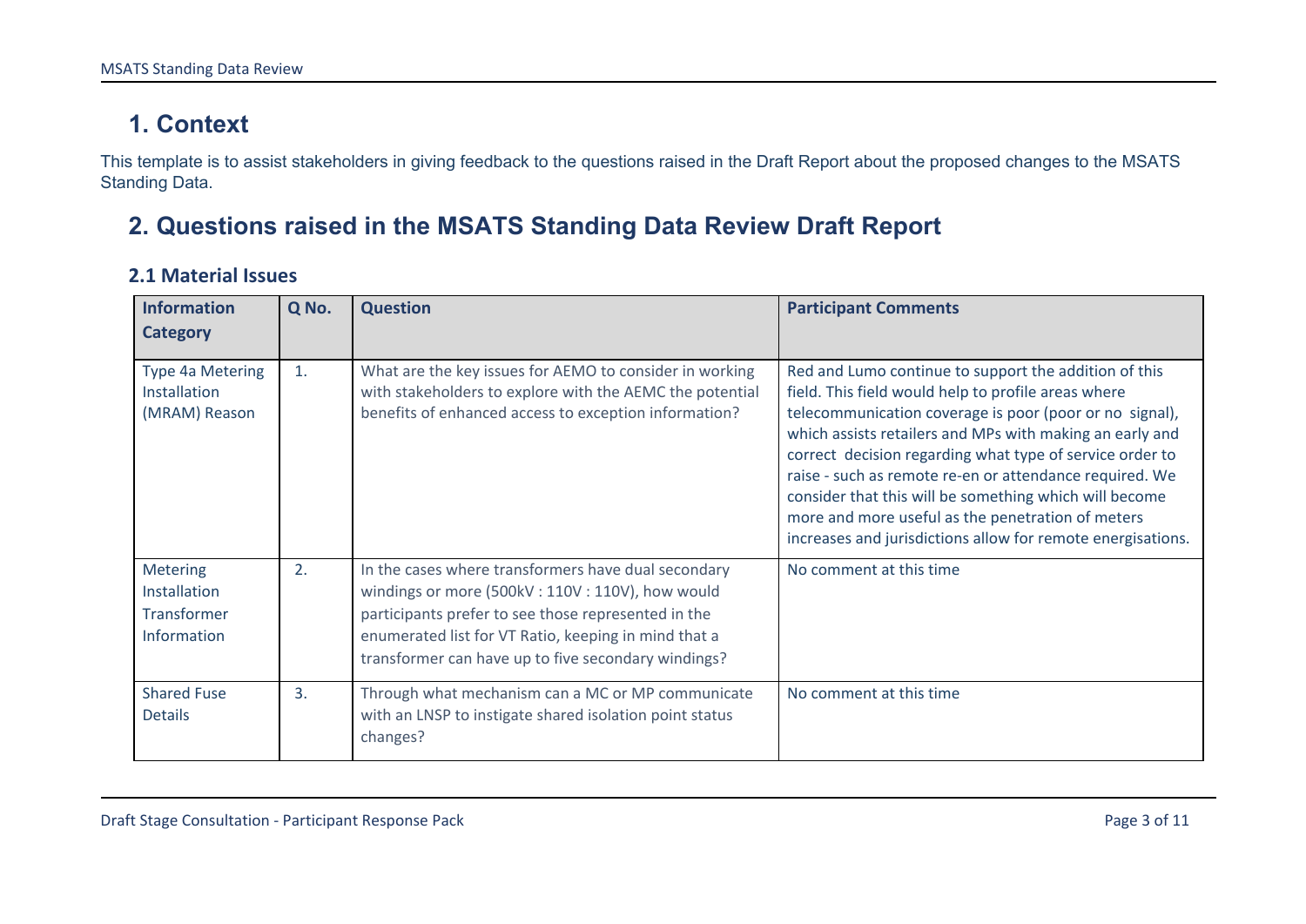# 1. Context

This template is to assist stakeholders in giving feedback to the questions raised in the Draft Report about the proposed changes to the MSATS Standing Data.

# 2. Questions raised in the MSATS Standing Data Review Draft Report

## 2.1 Material Issues

| Information Category | Q No. | Question | Participant Comments |
|---|---|---|---|
| Type 4a Metering Installation (MRAM) Reason | 1. | What are the key issues for AEMO to consider in working with stakeholders to explore with the AEMC the potential benefits of enhanced access to exception information? | Red and Lumo continue to support the addition of this field. This field would help to profile areas where telecommunication coverage is poor (poor or no signal), which assists retailers and MPs with making an early and correct decision regarding what type of service order to raise - such as remote re-en or attendance required. We consider that this will be something which will become more and more useful as the penetration of meters increases and jurisdictions allow for remote energisations. |
| Metering Installation Transformer Information | 2. | In the cases where transformers have dual secondary windings or more (500kV : 110V : 110V), how would participants prefer to see those represented in the enumerated list for VT Ratio, keeping in mind that a transformer can have up to five secondary windings? | No comment at this time |
| Shared Fuse Details | 3. | Through what mechanism can a MC or MP communicate with an LNSP to instigate shared isolation point status changes? | No comment at this time |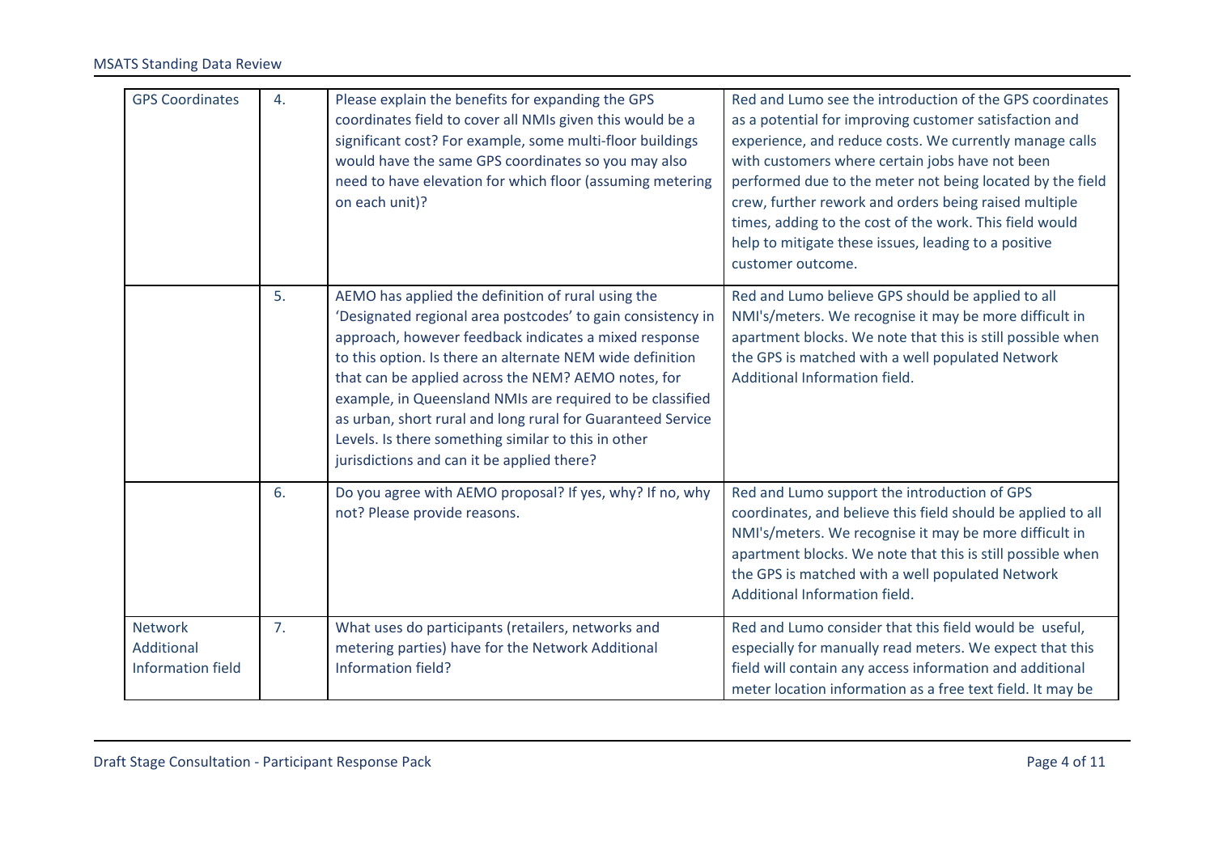| GPS Coordinates | 4. | Please explain the benefits for expanding the GPS coordinates field to cover all NMIs given this would be a significant cost? For example, some multi-floor buildings would have the same GPS coordinates so you may also need to have elevation for which floor (assuming metering on each unit)? | Red and Lumo see the introduction of the GPS coordinates as a potential for improving customer satisfaction and experience, and reduce costs. We currently manage calls with customers where certain jobs have not been performed due to the meter not being located by the field crew, further rework and orders being raised multiple times, adding to the cost of the work. This field would help to mitigate these issues, leading to a positive customer outcome. |
|---|---|---|---|
| | 5. | AEMO has applied the definition of rural using the 'Designated regional area postcodes' to gain consistency in approach, however feedback indicates a mixed response to this option. Is there an alternate NEM wide definition that can be applied across the NEM? AEMO notes, for example, in Queensland NMIs are required to be classified as urban, short rural and long rural for Guaranteed Service Levels. Is there something similar to this in other jurisdictions and can it be applied there? | Red and Lumo believe GPS should be applied to all NMI's/meters. We recognise it may be more difficult in apartment blocks. We note that this is still possible when the GPS is matched with a well populated Network Additional Information field. |
| | 6. | Do you agree with AEMO proposal? If yes, why? If no, why not? Please provide reasons. | Red and Lumo support the introduction of GPS coordinates, and believe this field should be applied to all NMI's/meters. We recognise it may be more difficult in apartment blocks. We note that this is still possible when the GPS is matched with a well populated Network Additional Information field. |
| Network Additional Information field | 7. | What uses do participants (retailers, networks and metering parties) have for the Network Additional Information field? | Red and Lumo consider that this field would be useful, especially for manually read meters. We expect that this field will contain any access information and additional meter location information as a free text field. It may be |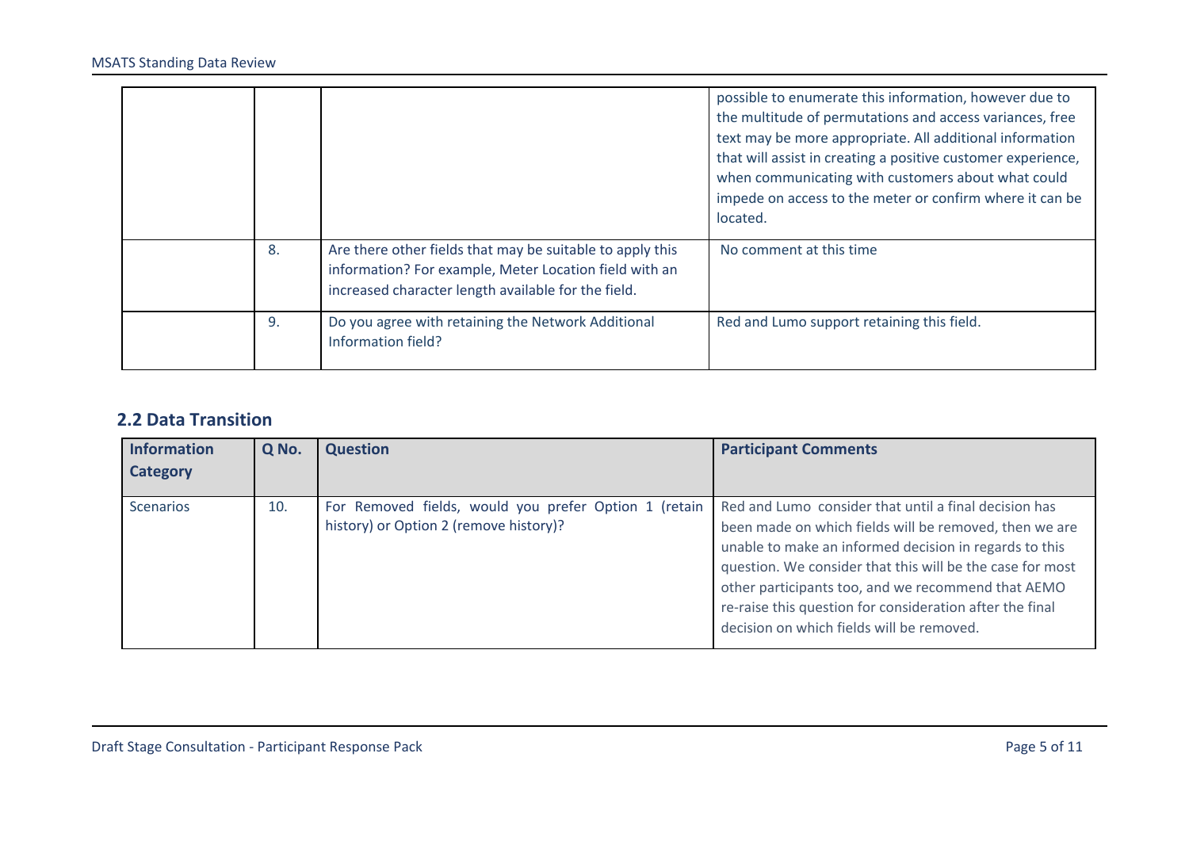| | | | |
|---|---|---|---|
| | | | possible to enumerate this information, however due to the multitude of permutations and access variances, free text may be more appropriate. All additional information that will assist in creating a positive customer experience, when communicating with customers about what could impede on access to the meter or confirm where it can be located. |
| | 8. | Are there other fields that may be suitable to apply this information? For example, Meter Location field with an increased character length available for the field. | No comment at this time |
| | 9. | Do you agree with retaining the Network Additional Information field? | Red and Lumo support retaining this field. |

## 2.2 Data Transition

| Information Category | Q No. | Question | Participant Comments |
|---|---|---|---|
| Scenarios | 10. | For Removed fields, would you prefer Option 1 (retain history) or Option 2 (remove history)? | Red and Lumo consider that until a final decision has been made on which fields will be removed, then we are unable to make an informed decision in regards to this question. We consider that this will be the case for most other participants too, and we recommend that AEMO re-raise this question for consideration after the final decision on which fields will be removed. |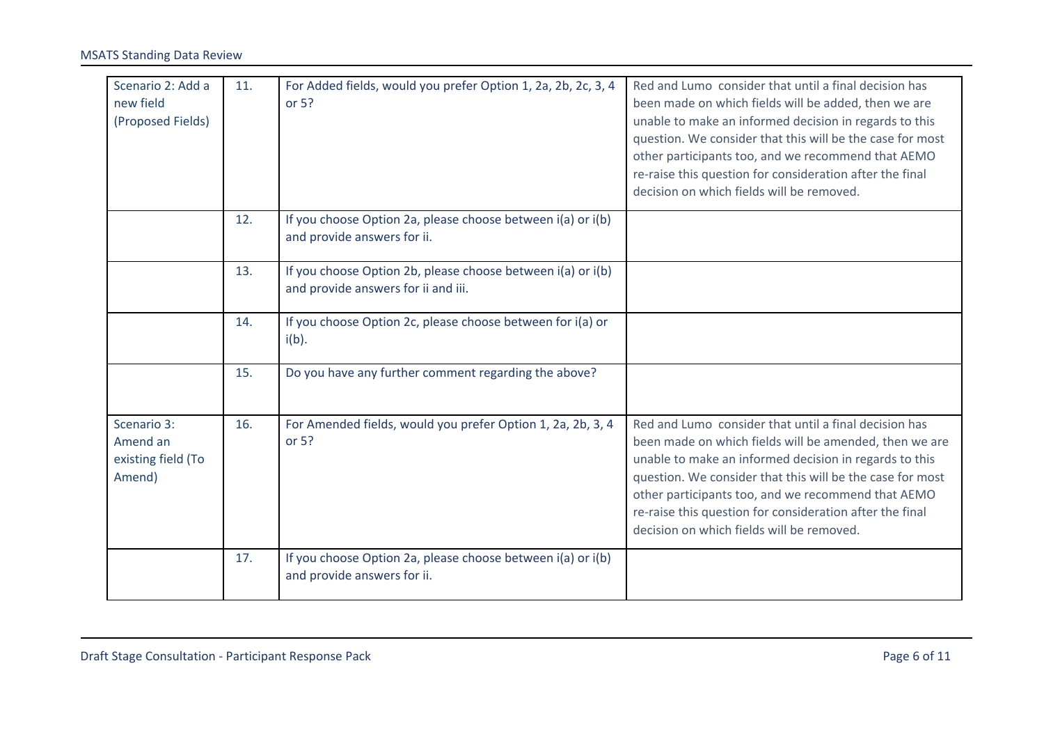| | | | |
|---|---|---|---|
| Scenario 2: Add a new field (Proposed Fields) | 11. | For Added fields, would you prefer Option 1, 2a, 2b, 2c, 3, 4 or 5? | Red and Lumo  consider that until a final decision has been made on which fields will be added, then we are unable to make an informed decision in regards to this question. We consider that this will be the case for most other participants too, and we recommend that AEMO re-raise this question for consideration after the final decision on which fields will be removed. |
| | 12. | If you choose Option 2a, please choose between i(a) or i(b) and provide answers for ii. | |
| | 13. | If you choose Option 2b, please choose between i(a) or i(b) and provide answers for ii and iii. | |
| | 14. | If you choose Option 2c, please choose between for i(a) or i(b). | |
| | 15. | Do you have any further comment regarding the above? | |
| Scenario 3: Amend an existing field (To Amend) | 16. | For Amended fields, would you prefer Option 1, 2a, 2b, 3, 4 or 5? | Red and Lumo  consider that until a final decision has been made on which fields will be amended, then we are unable to make an informed decision in regards to this question. We consider that this will be the case for most other participants too, and we recommend that AEMO re-raise this question for consideration after the final decision on which fields will be removed. |
| | 17. | If you choose Option 2a, please choose between i(a) or i(b) and provide answers for ii. | |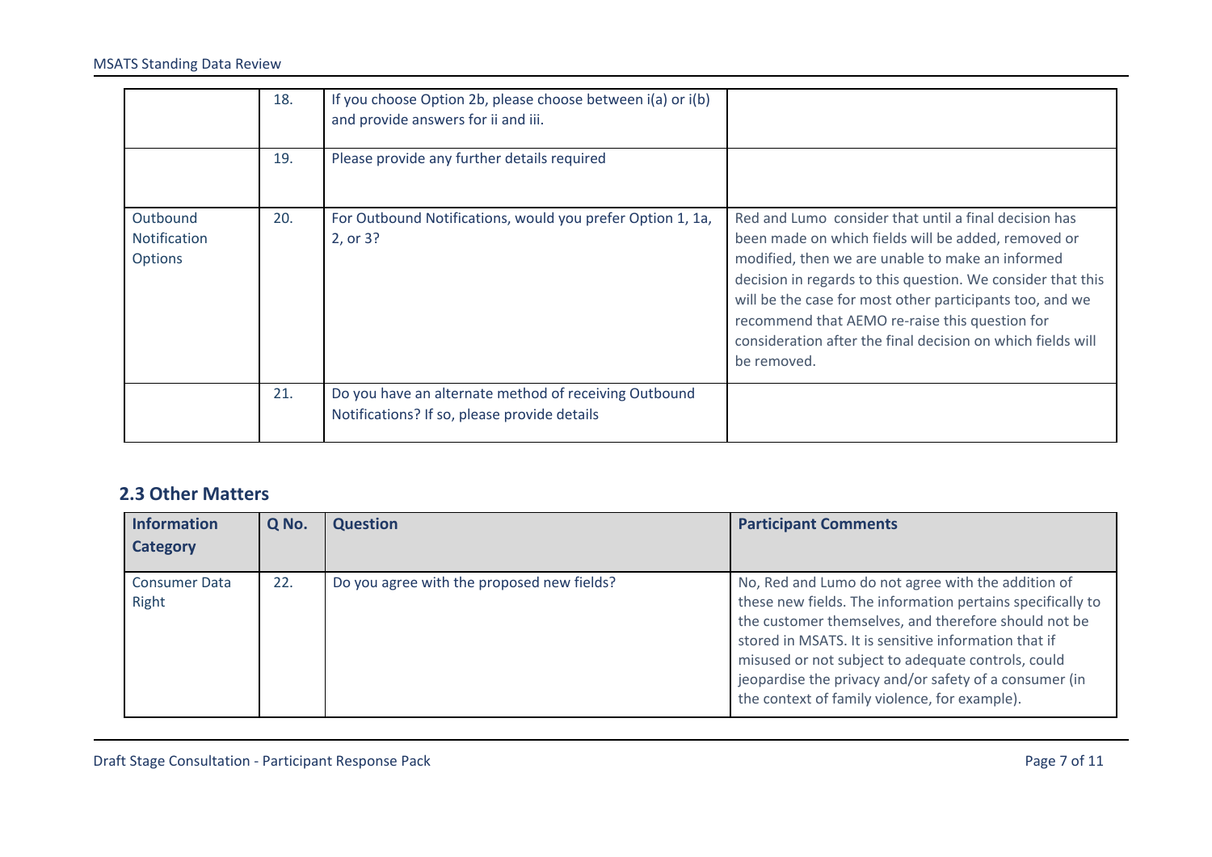| | | | |
|---|---|---|---|
| | 18. | If you choose Option 2b, please choose between i(a) or i(b) and provide answers for ii and iii. | |
| | 19. | Please provide any further details required | |
| Outbound Notification Options | 20. | For Outbound Notifications, would you prefer Option 1, 1a, 2, or 3? | Red and Lumo consider that until a final decision has been made on which fields will be added, removed or modified, then we are unable to make an informed decision in regards to this question. We consider that this will be the case for most other participants too, and we recommend that AEMO re-raise this question for consideration after the final decision on which fields will be removed. |
| | 21. | Do you have an alternate method of receiving Outbound Notifications? If so, please provide details | |

## 2.3 Other Matters

| Information Category | Q No. | Question | Participant Comments |
|---|---|---|---|
| Consumer Data Right | 22. | Do you agree with the proposed new fields? | No, Red and Lumo do not agree with the addition of these new fields. The information pertains specifically to the customer themselves, and therefore should not be stored in MSATS. It is sensitive information that if misused or not subject to adequate controls, could jeopardise the privacy and/or safety of a consumer (in the context of family violence, for example). |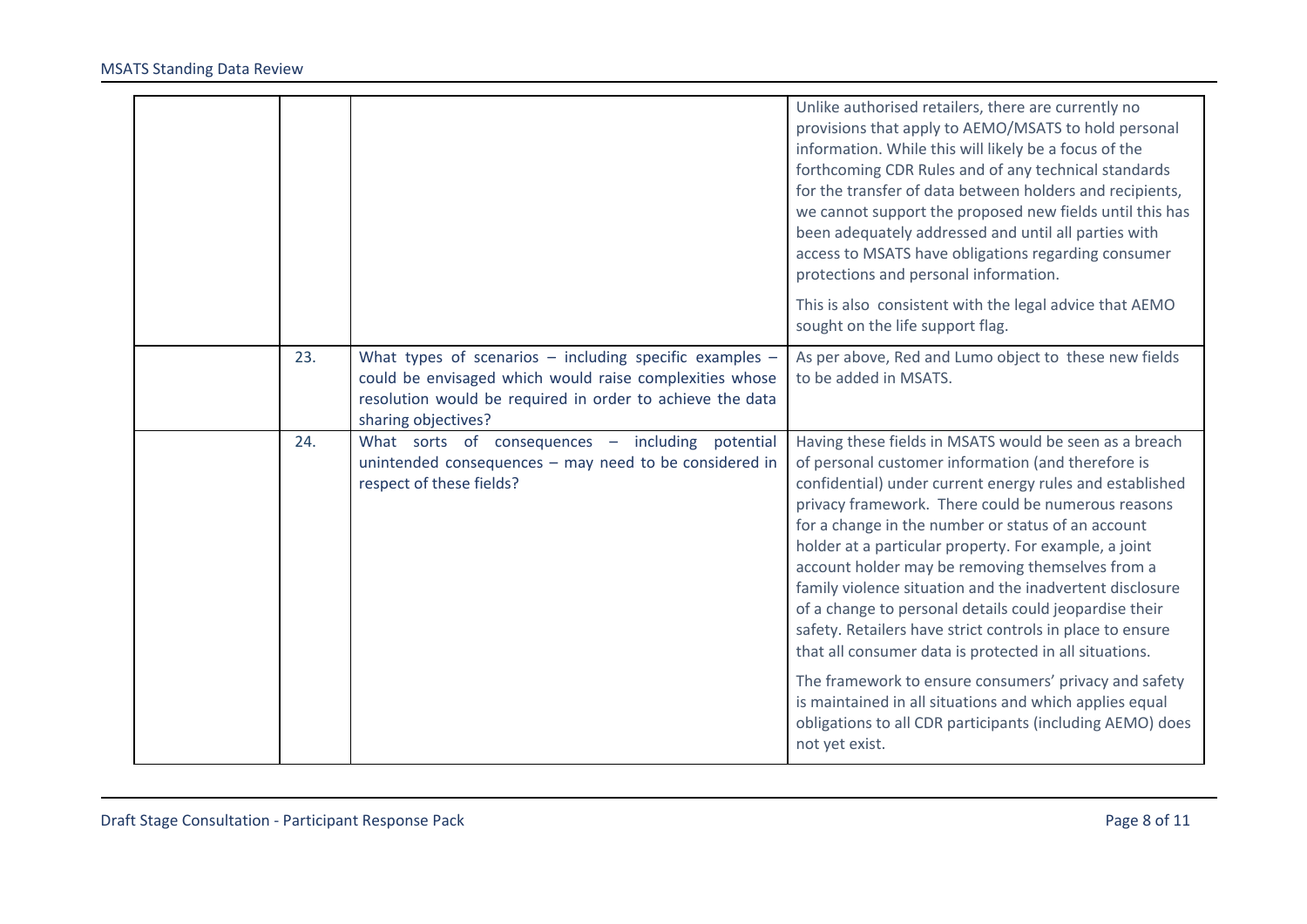| | | | |
|---|---|---|---|
| | | | Unlike authorised retailers, there are currently no provisions that apply to AEMO/MSATS to hold personal information. While this will likely be a focus of the forthcoming CDR Rules and of any technical standards for the transfer of data between holders and recipients, we cannot support the proposed new fields until this has been adequately addressed and until all parties with access to MSATS have obligations regarding consumer protections and personal information.<br><br>This is also consistent with the legal advice that AEMO sought on the life support flag. |
| | 23. | What types of scenarios – including specific examples – could be envisaged which would raise complexities whose resolution would be required in order to achieve the data sharing objectives? | As per above, Red and Lumo object to these new fields to be added in MSATS. |
| | 24. | What sorts of consequences – including potential unintended consequences – may need to be considered in respect of these fields? | Having these fields in MSATS would be seen as a breach of personal customer information (and therefore is confidential) under current energy rules and established privacy framework. There could be numerous reasons for a change in the number or status of an account holder at a particular property. For example, a joint account holder may be removing themselves from a family violence situation and the inadvertent disclosure of a change to personal details could jeopardise their safety. Retailers have strict controls in place to ensure that all consumer data is protected in all situations.<br><br>The framework to ensure consumers' privacy and safety is maintained in all situations and which applies equal obligations to all CDR participants (including AEMO) does not yet exist. |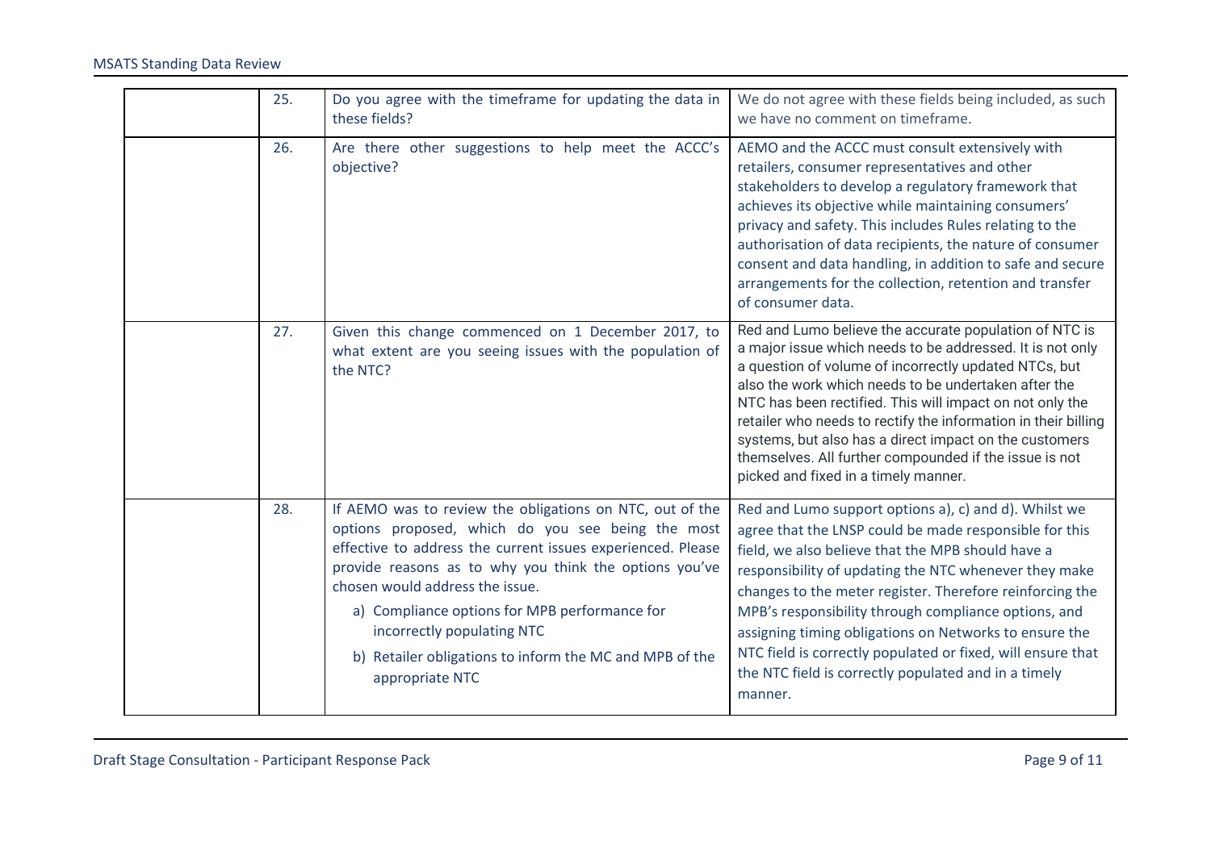|  | 25. | Do you agree with the timeframe for updating the data in these fields? | We do not agree with these fields being included, as such we have no comment on timeframe. |
|---|---|---|---|
|  | 26. | Are there other suggestions to help meet the ACCC's objective? | AEMO and the ACCC must consult extensively with retailers, consumer representatives and other stakeholders to develop a regulatory framework that achieves its objective while maintaining consumers' privacy and safety. This includes Rules relating to the authorisation of data recipients, the nature of consumer consent and data handling, in addition to safe and secure arrangements for the collection, retention and transfer of consumer data. |
|  | 27. | Given this change commenced on 1 December 2017, to what extent are you seeing issues with the population of the NTC? | Red and Lumo believe the accurate population of NTC is a major issue which needs to be addressed. It is not only a question of volume of incorrectly updated NTCs, but also the work which needs to be undertaken after the NTC has been rectified. This will impact on not only the retailer who needs to rectify the information in their billing systems, but also has a direct impact on the customers themselves. All further compounded if the issue is not picked and fixed in a timely manner. |
|  | 28. | If AEMO was to review the obligations on NTC, out of the options proposed, which do you see being the most effective to address the current issues experienced. Please provide reasons as to why you think the options you've chosen would address the issue.<br>a) Compliance options for MPB performance for incorrectly populating NTC<br>b) Retailer obligations to inform the MC and MPB of the appropriate NTC | Red and Lumo support options a), c) and d). Whilst we agree that the LNSP could be made responsible for this field, we also believe that the MPB should have a responsibility of updating the NTC whenever they make changes to the meter register. Therefore reinforcing the MPB's responsibility through compliance options, and assigning timing obligations on Networks to ensure the NTC field is correctly populated or fixed, will ensure that the NTC field is correctly populated and in a timely manner. |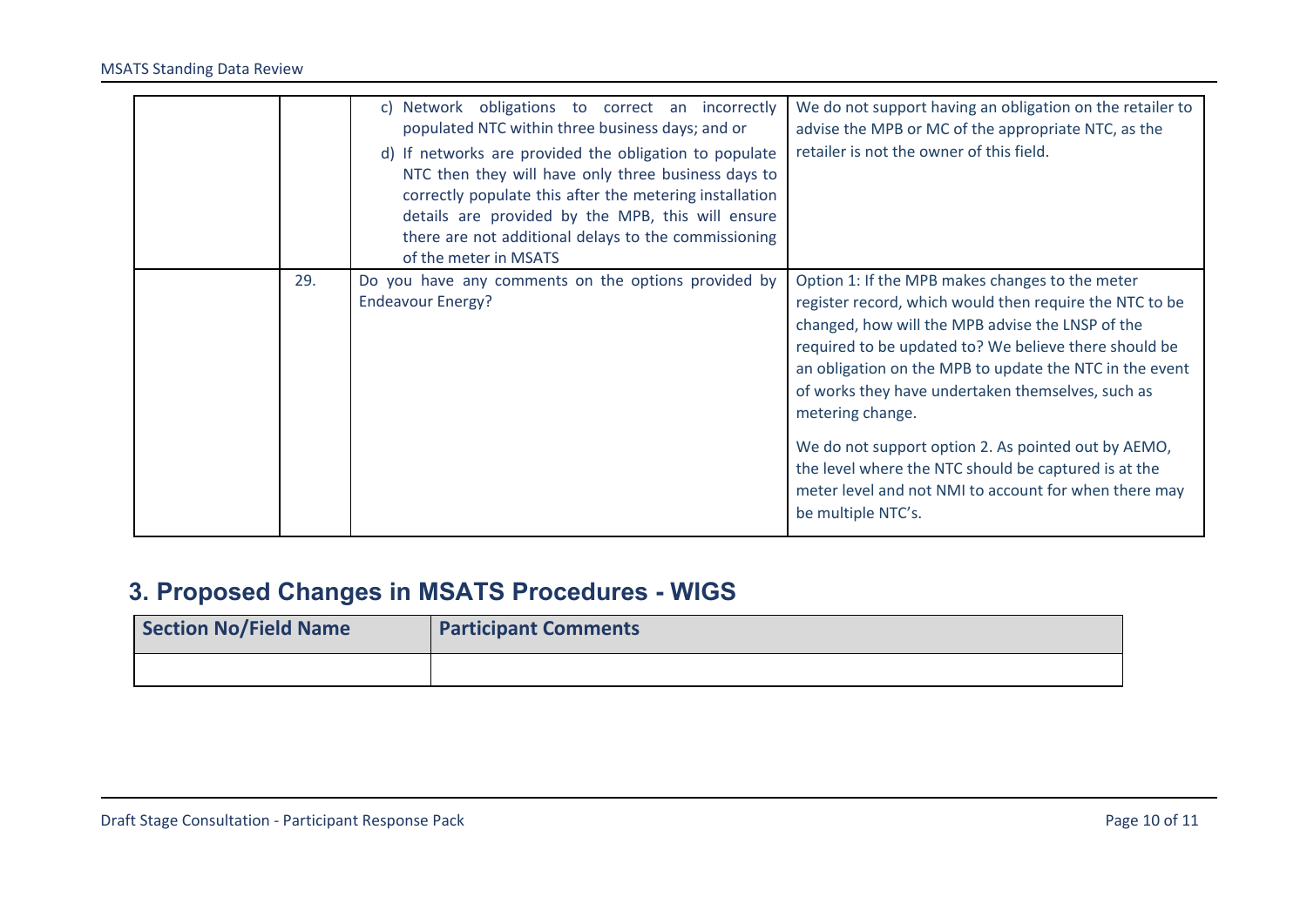| | | | |
|---|---|---|---|
| | | c) Network obligations to correct an incorrectly populated NTC within three business days; and or<br>d) If networks are provided the obligation to populate NTC then they will have only three business days to correctly populate this after the metering installation details are provided by the MPB, this will ensure there are not additional delays to the commissioning of the meter in MSATS | We do not support having an obligation on the retailer to advise the MPB or MC of the appropriate NTC, as the retailer is not the owner of this field. |
| | 29. | Do you have any comments on the options provided by Endeavour Energy? | Option 1: If the MPB makes changes to the meter register record, which would then require the NTC to be changed, how will the MPB advise the LNSP of the required to be updated to? We believe there should be an obligation on the MPB to update the NTC in the event of works they have undertaken themselves, such as metering change.<br><br>We do not support option 2. As pointed out by AEMO, the level where the NTC should be captured is at the meter level and not NMI to account for when there may be multiple NTC's. |

## 3. Proposed Changes in MSATS Procedures - WIGS

| Section No/Field Name | Participant Comments |
|---|---|
| | |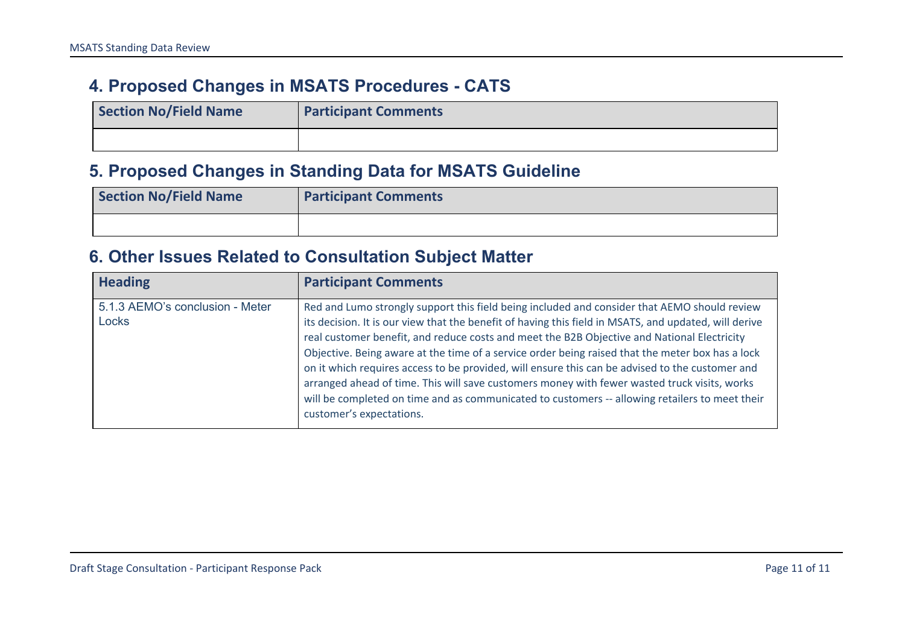## 4. Proposed Changes in MSATS Procedures - CATS

| Section No/Field Name | Participant Comments |
|---|---|
| | |

## 5. Proposed Changes in Standing Data for MSATS Guideline

| Section No/Field Name | Participant Comments |
|---|---|
| | |

## 6. Other Issues Related to Consultation Subject Matter

| Heading | Participant Comments |
|---|---|
| 5.1.3 AEMO's conclusion - Meter Locks | Red and Lumo strongly support this field being included and consider that AEMO should review its decision. It is our view that the benefit of having this field in MSATS, and updated, will derive real customer benefit, and reduce costs and meet the B2B Objective and National Electricity Objective. Being aware at the time of a service order being raised that the meter box has a lock on it which requires access to be provided, will ensure this can be advised to the customer and arranged ahead of time. This will save customers money with fewer wasted truck visits, works will be completed on time and as communicated to customers -- allowing retailers to meet their customer's expectations. |